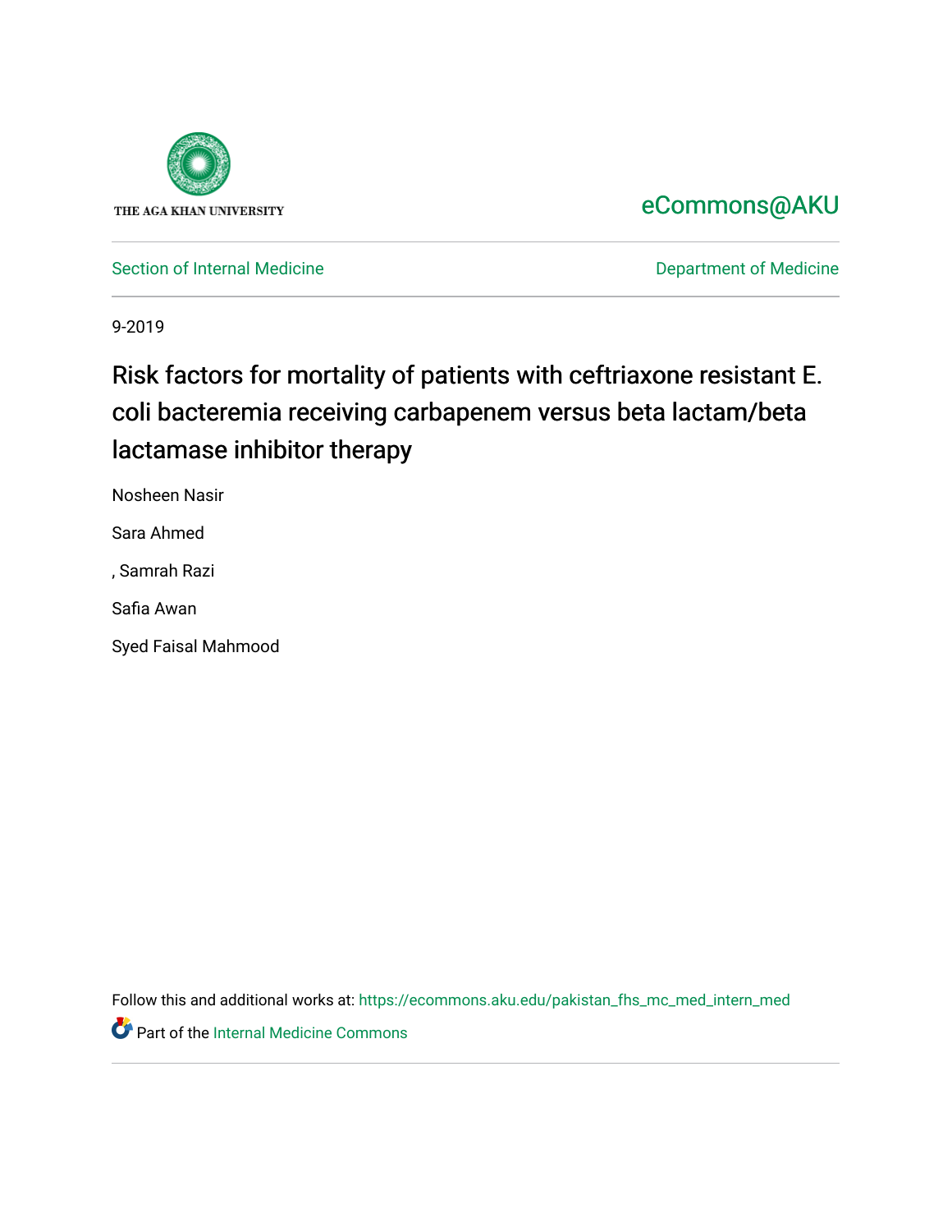THE AGA KHAN UNIVERSITY

eCommons@AKU

Section of Internal Medicine

Department of Medicine

9-2019

# Risk factors for mortality of patients with ceftriaxone resistant E. coli bacteremia receiving carbapenem versus beta lactam/beta lactamase inhibitor therapy

Nosheen Nasir

Sara Ahmed

, Samrah Razi

Safia Awan

Syed Faisal Mahmood

Follow this and additional works at: https://ecommons.aku.edu/pakistan_fhs_mc_med_intern_med

Part of the Internal Medicine Commons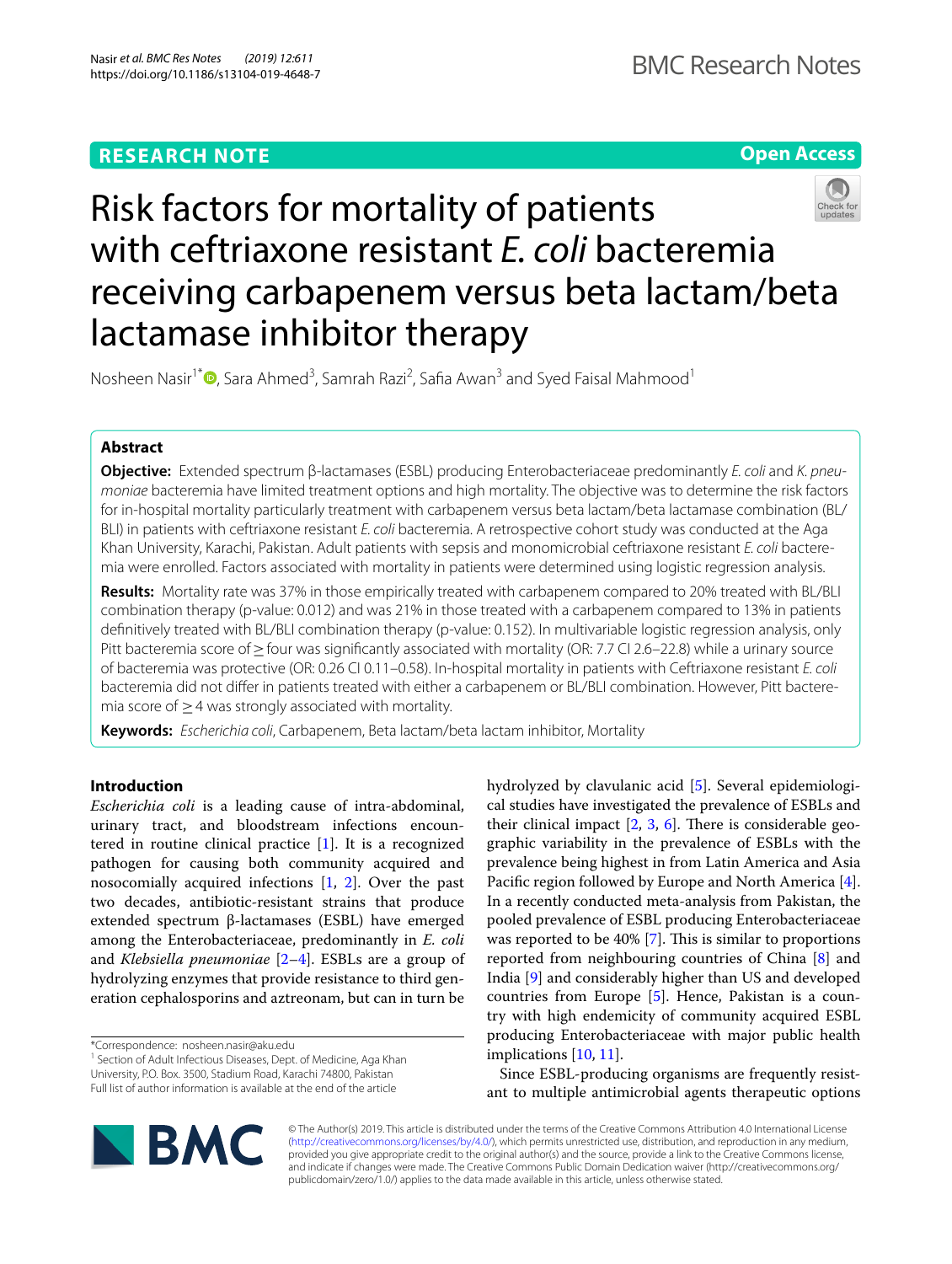# Risk factors for mortality of patients with ceftriaxone resistant *E. coli* bacteremia receiving carbapenem versus beta lactam/beta lactamase inhibitor therapy

Nosheen Nasir[1*], Sara Ahmed[3], Samrah Razi[2], Safia Awan[3] and Syed Faisal Mahmood[1]

## Abstract

**Objective:** Extended spectrum β-lactamases (ESBL) producing Enterobacteriaceae predominantly *E. coli* and *K. pneumoniae* bacteremia have limited treatment options and high mortality. The objective was to determine the risk factors for in-hospital mortality particularly treatment with carbapenem versus beta lactam/beta lactamase combination (BL/BLI) in patients with ceftriaxone resistant *E. coli* bacteremia. A retrospective cohort study was conducted at the Aga Khan University, Karachi, Pakistan. Adult patients with sepsis and monomicrobial ceftriaxone resistant *E. coli* bacteremia were enrolled. Factors associated with mortality in patients were determined using logistic regression analysis.

**Results:** Mortality rate was 37% in those empirically treated with carbapenem compared to 20% treated with BL/BLI combination therapy (p-value: 0.012) and was 21% in those treated with a carbapenem compared to 13% in patients definitively treated with BL/BLI combination therapy (p-value: 0.152). In multivariable logistic regression analysis, only Pitt bacteremia score of ≥ four was significantly associated with mortality (OR: 7.7 CI 2.6–22.8) while a urinary source of bacteremia was protective (OR: 0.26 CI 0.11–0.58). In-hospital mortality in patients with Ceftriaxone resistant *E. coli* bacteremia did not differ in patients treated with either a carbapenem or BL/BLI combination. However, Pitt bacteremia score of ≥ 4 was strongly associated with mortality.

**Keywords:** *Escherichia coli*, Carbapenem, Beta lactam/beta lactam inhibitor, Mortality

## Introduction

*Escherichia coli* is a leading cause of intra-abdominal, urinary tract, and bloodstream infections encountered in routine clinical practice [1]. It is a recognized pathogen for causing both community acquired and nosocomially acquired infections [1, 2]. Over the past two decades, antibiotic-resistant strains that produce extended spectrum β-lactamases (ESBL) have emerged among the Enterobacteriaceae, predominantly in *E. coli* and *Klebsiella pneumoniae* [2–4]. ESBLs are a group of hydrolyzing enzymes that provide resistance to third generation cephalosporins and aztreonam, but can in turn be hydrolyzed by clavulanic acid [5]. Several epidemiological studies have investigated the prevalence of ESBLs and their clinical impact [2, 3, 6]. There is considerable geographic variability in the prevalence of ESBLs with the prevalence being highest in from Latin America and Asia Pacific region followed by Europe and North America [4]. In a recently conducted meta-analysis from Pakistan, the pooled prevalence of ESBL producing Enterobacteriaceae was reported to be 40% [7]. This is similar to proportions reported from neighbouring countries of China [8] and India [9] and considerably higher than US and developed countries from Europe [5]. Hence, Pakistan is a country with high endemicity of community acquired ESBL producing Enterobacteriaceae with major public health implications [10, 11].

Since ESBL-producing organisms are frequently resistant to multiple antimicrobial agents therapeutic options

*Correspondence: nosheen.nasir@aku.edu
[1] Section of Adult Infectious Diseases, Dept. of Medicine, Aga Khan University, P.O. Box. 3500, Stadium Road, Karachi 74800, Pakistan
Full list of author information is available at the end of the article

© The Author(s) 2019. This article is distributed under the terms of the Creative Commons Attribution 4.0 International License (http://creativecommons.org/licenses/by/4.0/), which permits unrestricted use, distribution, and reproduction in any medium, provided you give appropriate credit to the original author(s) and the source, provide a link to the Creative Commons license, and indicate if changes were made. The Creative Commons Public Domain Dedication waiver (http://creativecommons.org/publicdomain/zero/1.0/) applies to the data made available in this article, unless otherwise stated.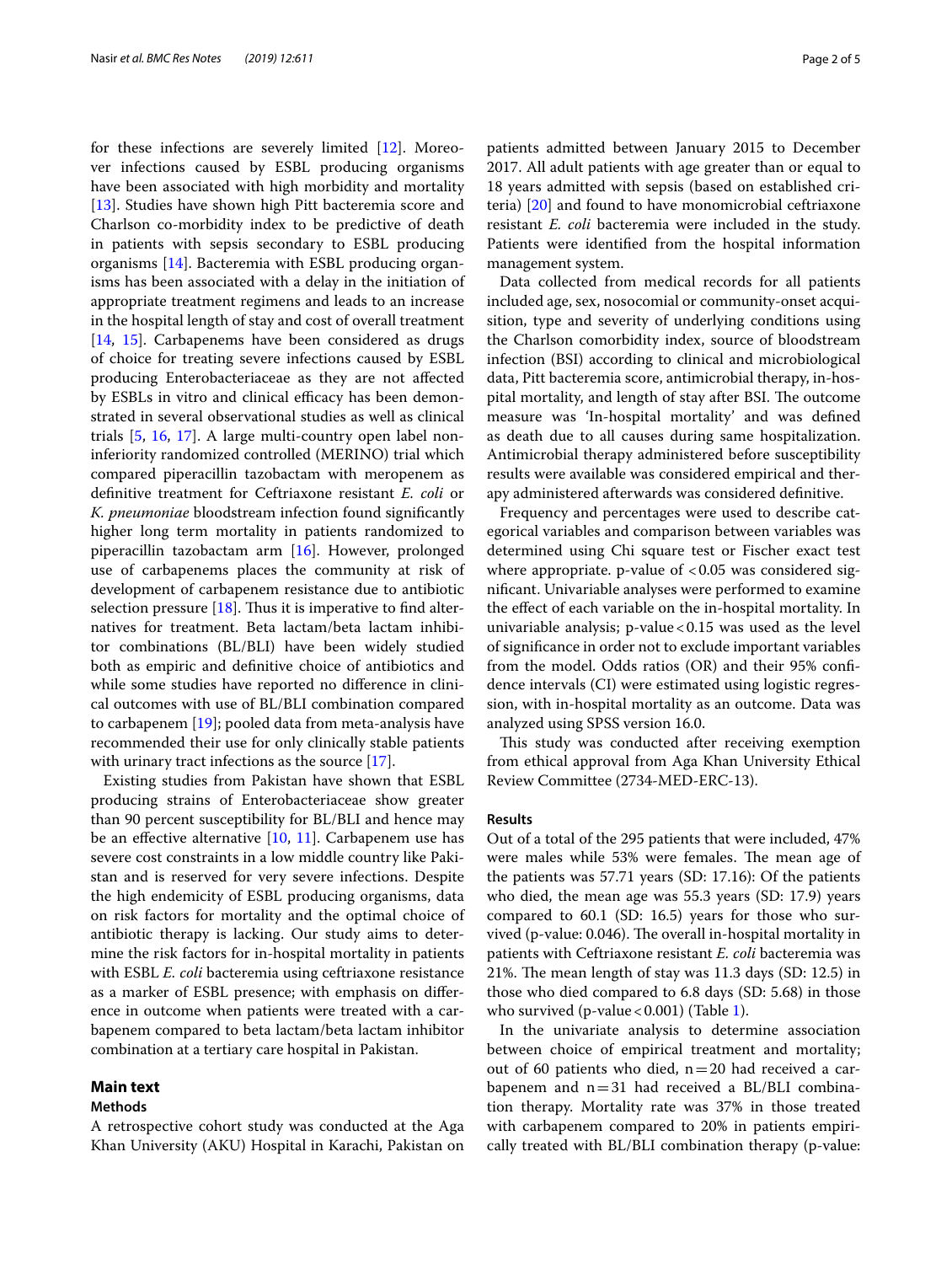for these infections are severely limited [12]. Moreover infections caused by ESBL producing organisms have been associated with high morbidity and mortality [13]. Studies have shown high Pitt bacteremia score and Charlson co-morbidity index to be predictive of death in patients with sepsis secondary to ESBL producing organisms [14]. Bacteremia with ESBL producing organisms has been associated with a delay in the initiation of appropriate treatment regimens and leads to an increase in the hospital length of stay and cost of overall treatment [14, 15]. Carbapenems have been considered as drugs of choice for treating severe infections caused by ESBL producing Enterobacteriaceae as they are not affected by ESBLs in vitro and clinical efficacy has been demonstrated in several observational studies as well as clinical trials [5, 16, 17]. A large multi-country open label non-inferiority randomized controlled (MERINO) trial which compared piperacillin tazobactam with meropenem as definitive treatment for Ceftriaxone resistant *E. coli* or *K. pneumoniae* bloodstream infection found significantly higher long term mortality in patients randomized to piperacillin tazobactam arm [16]. However, prolonged use of carbapenems places the community at risk of development of carbapenem resistance due to antibiotic selection pressure [18]. Thus it is imperative to find alternatives for treatment. Beta lactam/beta lactam inhibitor combinations (BL/BLI) have been widely studied both as empiric and definitive choice of antibiotics and while some studies have reported no difference in clinical outcomes with use of BL/BLI combination compared to carbapenem [19]; pooled data from meta-analysis have recommended their use for only clinically stable patients with urinary tract infections as the source [17].

Existing studies from Pakistan have shown that ESBL producing strains of Enterobacteriaceae show greater than 90 percent susceptibility for BL/BLI and hence may be an effective alternative [10, 11]. Carbapenem use has severe cost constraints in a low middle country like Pakistan and is reserved for very severe infections. Despite the high endemicity of ESBL producing organisms, data on risk factors for mortality and the optimal choice of antibiotic therapy is lacking. Our study aims to determine the risk factors for in-hospital mortality in patients with ESBL *E. coli* bacteremia using ceftriaxone resistance as a marker of ESBL presence; with emphasis on difference in outcome when patients were treated with a carbapenem compared to beta lactam/beta lactam inhibitor combination at a tertiary care hospital in Pakistan.

## Main text

### Methods

A retrospective cohort study was conducted at the Aga Khan University (AKU) Hospital in Karachi, Pakistan on patients admitted between January 2015 to December 2017. All adult patients with age greater than or equal to 18 years admitted with sepsis (based on established criteria) [20] and found to have monomicrobial ceftriaxone resistant *E. coli* bacteremia were included in the study. Patients were identified from the hospital information management system.

Data collected from medical records for all patients included age, sex, nosocomial or community-onset acquisition, type and severity of underlying conditions using the Charlson comorbidity index, source of bloodstream infection (BSI) according to clinical and microbiological data, Pitt bacteremia score, antimicrobial therapy, in-hospital mortality, and length of stay after BSI. The outcome measure was 'In-hospital mortality' and was defined as death due to all causes during same hospitalization. Antimicrobial therapy administered before susceptibility results were available was considered empirical and therapy administered afterwards was considered definitive.

Frequency and percentages were used to describe categorical variables and comparison between variables was determined using Chi square test or Fischer exact test where appropriate. p-value of <0.05 was considered significant. Univariable analyses were performed to examine the effect of each variable on the in-hospital mortality. In univariable analysis; p-value<0.15 was used as the level of significance in order not to exclude important variables from the model. Odds ratios (OR) and their 95% confidence intervals (CI) were estimated using logistic regression, with in-hospital mortality as an outcome. Data was analyzed using SPSS version 16.0.

This study was conducted after receiving exemption from ethical approval from Aga Khan University Ethical Review Committee (2734-MED-ERC-13).

### Results

Out of a total of the 295 patients that were included, 47% were males while 53% were females. The mean age of the patients was 57.71 years (SD: 17.16): Of the patients who died, the mean age was 55.3 years (SD: 17.9) years compared to 60.1 (SD: 16.5) years for those who survived (p-value: 0.046). The overall in-hospital mortality in patients with Ceftriaxone resistant *E. coli* bacteremia was 21%. The mean length of stay was 11.3 days (SD: 12.5) in those who died compared to 6.8 days (SD: 5.68) in those who survived (p-value<0.001) (Table 1).

In the univariate analysis to determine association between choice of empirical treatment and mortality; out of 60 patients who died, n=20 had received a carbapenem and n=31 had received a BL/BLI combination therapy. Mortality rate was 37% in those treated with carbapenem compared to 20% in patients empirically treated with BL/BLI combination therapy (p-value: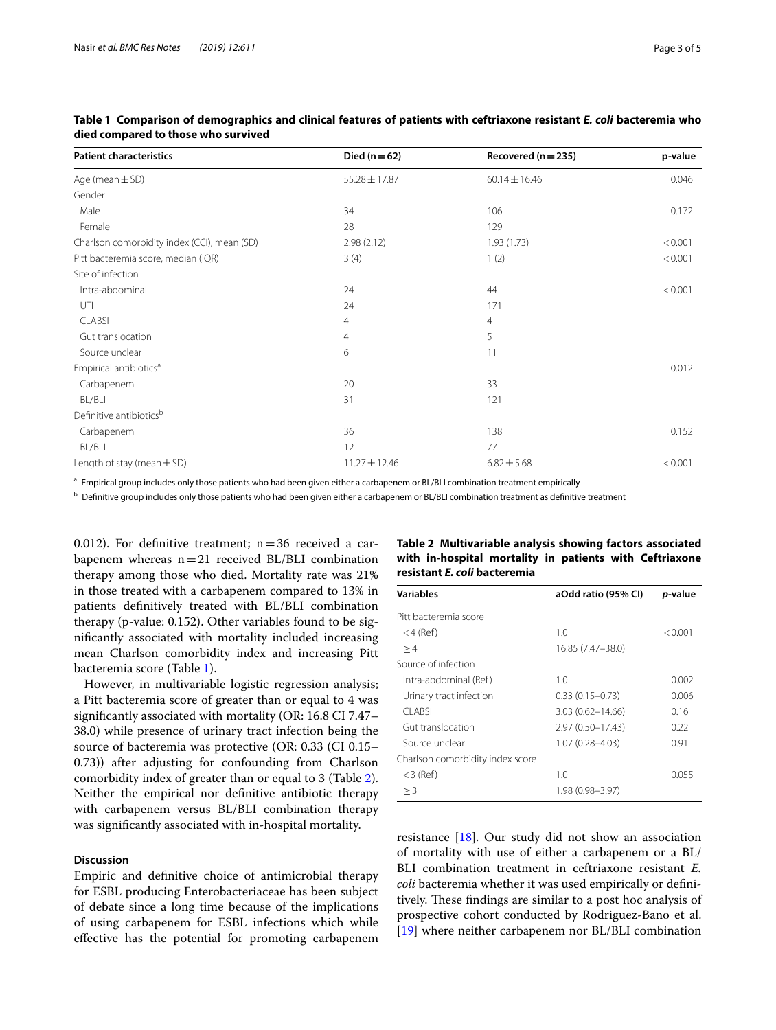**Table 1 Comparison of demographics and clinical features of patients with ceftriaxone resistant *E. coli* bacteremia who died compared to those who survived**

| Patient characteristics | Died (n = 62) | Recovered (n = 235) | p-value |
|---|---|---|---|
| Age (mean ± SD) | 55.28 ± 17.87 | 60.14 ± 16.46 | 0.046 |
| Gender | | | |
| Male | 34 | 106 | 0.172 |
| Female | 28 | 129 | |
| Charlson comorbidity index (CCI), mean (SD) | 2.98 (2.12) | 1.93 (1.73) | < 0.001 |
| Pitt bacteremia score, median (IQR) | 3 (4) | 1 (2) | < 0.001 |
| Site of infection | | | |
| Intra-abdominal | 24 | 44 | < 0.001 |
| UTI | 24 | 171 | |
| CLABSI | 4 | 4 | |
| Gut translocation | 4 | 5 | |
| Source unclear | 6 | 11 | |
| Empirical antibiotics[a] | | | 0.012 |
| Carbapenem | 20 | 33 | |
| BL/BLI | 31 | 121 | |
| Definitive antibiotics[b] | | | |
| Carbapenem | 36 | 138 | 0.152 |
| BL/BLI | 12 | 77 | |
| Length of stay (mean ± SD) | 11.27 ± 12.46 | 6.82 ± 5.68 | < 0.001 |

[a] Empirical group includes only those patients who had been given either a carbapenem or BL/BLI combination treatment empirically

[b] Definitive group includes only those patients who had been given either a carbapenem or BL/BLI combination treatment as definitive treatment

0.012). For definitive treatment; n = 36 received a carbapenem whereas n = 21 received BL/BLI combination therapy among those who died. Mortality rate was 21% in those treated with a carbapenem compared to 13% in patients definitively treated with BL/BLI combination therapy (p-value: 0.152). Other variables found to be significantly associated with mortality included increasing mean Charlson comorbidity index and increasing Pitt bacteremia score (Table 1).

However, in multivariable logistic regression analysis; a Pitt bacteremia score of greater than or equal to 4 was significantly associated with mortality (OR: 16.8 CI 7.47–38.0) while presence of urinary tract infection being the source of bacteremia was protective (OR: 0.33 (CI 0.15–0.73)) after adjusting for confounding from Charlson comorbidity index of greater than or equal to 3 (Table 2). Neither the empirical nor definitive antibiotic therapy with carbapenem versus BL/BLI combination therapy was significantly associated with in-hospital mortality.

**Table 2 Multivariable analysis showing factors associated with in-hospital mortality in patients with Ceftriaxone resistant *E. coli* bacteremia**

| Variables | aOdd ratio (95% CI) | *p*-value |
|---|---|---|
| Pitt bacteremia score | | |
| < 4 (Ref) | 1.0 | < 0.001 |
| ≥ 4 | 16.85 (7.47–38.0) | |
| Source of infection | | |
| Intra-abdominal (Ref) | 1.0 | 0.002 |
| Urinary tract infection | 0.33 (0.15–0.73) | 0.006 |
| CLABSI | 3.03 (0.62–14.66) | 0.16 |
| Gut translocation | 2.97 (0.50–17.43) | 0.22 |
| Source unclear | 1.07 (0.28–4.03) | 0.91 |
| Charlson comorbidity index score | | |
| < 3 (Ref) | 1.0 | 0.055 |
| ≥ 3 | 1.98 (0.98–3.97) | |

## Discussion

Empiric and definitive choice of antimicrobial therapy for ESBL producing Enterobacteriaceae has been subject of debate since a long time because of the implications of using carbapenem for ESBL infections which while effective has the potential for promoting carbapenem resistance [18]. Our study did not show an association of mortality with use of either a carbapenem or a BL/BLI combination treatment in ceftriaxone resistant *E. coli* bacteremia whether it was used empirically or definitively. These findings are similar to a post hoc analysis of prospective cohort conducted by Rodriguez-Bano et al. [19] where neither carbapenem nor BL/BLI combination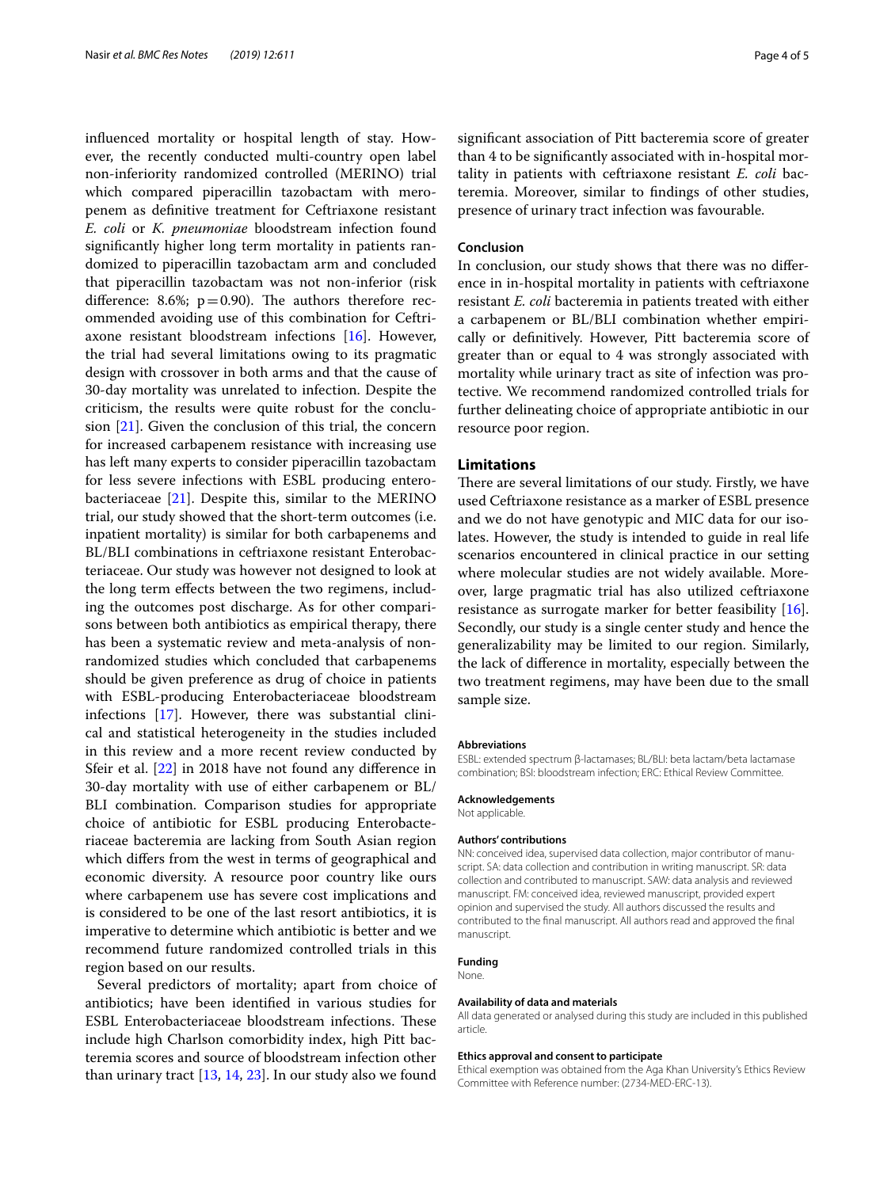influenced mortality or hospital length of stay. However, the recently conducted multi-country open label non-inferiority randomized controlled (MERINO) trial which compared piperacillin tazobactam with meropenem as definitive treatment for Ceftriaxone resistant *E. coli* or *K. pneumoniae* bloodstream infection found significantly higher long term mortality in patients randomized to piperacillin tazobactam arm and concluded that piperacillin tazobactam was not non-inferior (risk difference: 8.6%; $p=0.90$). The authors therefore recommended avoiding use of this combination for Ceftriaxone resistant bloodstream infections [16]. However, the trial had several limitations owing to its pragmatic design with crossover in both arms and that the cause of 30-day mortality was unrelated to infection. Despite the criticism, the results were quite robust for the conclusion [21]. Given the conclusion of this trial, the concern for increased carbapenem resistance with increasing use has left many experts to consider piperacillin tazobactam for less severe infections with ESBL producing enterobacteriaceae [21]. Despite this, similar to the MERINO trial, our study showed that the short-term outcomes (i.e. inpatient mortality) is similar for both carbapenems and BL/BLI combinations in ceftriaxone resistant Enterobacteriaceae. Our study was however not designed to look at the long term effects between the two regimens, including the outcomes post discharge. As for other comparisons between both antibiotics as empirical therapy, there has been a systematic review and meta-analysis of non-randomized studies which concluded that carbapenems should be given preference as drug of choice in patients with ESBL-producing Enterobacteriaceae bloodstream infections [17]. However, there was substantial clinical and statistical heterogeneity in the studies included in this review and a more recent review conducted by Sfeir et al. [22] in 2018 have not found any difference in 30-day mortality with use of either carbapenem or BL/BLI combination. Comparison studies for appropriate choice of antibiotic for ESBL producing Enterobacteriaceae bacteremia are lacking from South Asian region which differs from the west in terms of geographical and economic diversity. A resource poor country like ours where carbapenem use has severe cost implications and is considered to be one of the last resort antibiotics, it is imperative to determine which antibiotic is better and we recommend future randomized controlled trials in this region based on our results.

Several predictors of mortality; apart from choice of antibiotics; have been identified in various studies for ESBL Enterobacteriaceae bloodstream infections. These include high Charlson comorbidity index, high Pitt bacteremia scores and source of bloodstream infection other than urinary tract [13, 14, 23]. In our study also we found significant association of Pitt bacteremia score of greater than 4 to be significantly associated with in-hospital mortality in patients with ceftriaxone resistant *E. coli* bacteremia. Moreover, similar to findings of other studies, presence of urinary tract infection was favourable.

### Conclusion

In conclusion, our study shows that there was no difference in in-hospital mortality in patients with ceftriaxone resistant *E. coli* bacteremia in patients treated with either a carbapenem or BL/BLI combination whether empirically or definitively. However, Pitt bacteremia score of greater than or equal to 4 was strongly associated with mortality while urinary tract as site of infection was protective. We recommend randomized controlled trials for further delineating choice of appropriate antibiotic in our resource poor region.

## Limitations

There are several limitations of our study. Firstly, we have used Ceftriaxone resistance as a marker of ESBL presence and we do not have genotypic and MIC data for our isolates. However, the study is intended to guide in real life scenarios encountered in clinical practice in our setting where molecular studies are not widely available. Moreover, large pragmatic trial has also utilized ceftriaxone resistance as surrogate marker for better feasibility [16]. Secondly, our study is a single center study and hence the generalizability may be limited to our region. Similarly, the lack of difference in mortality, especially between the two treatment regimens, may have been due to the small sample size.

#### Abbreviations

ESBL: extended spectrum β-lactamases; BL/BLI: beta lactam/beta lactamase combination; BSI: bloodstream infection; ERC: Ethical Review Committee.

#### Acknowledgements

Not applicable.

#### Authors' contributions

NN: conceived idea, supervised data collection, major contributor of manuscript. SA: data collection and contribution in writing manuscript. SR: data collection and contributed to manuscript. SAW: data analysis and reviewed manuscript. FM: conceived idea, reviewed manuscript, provided expert opinion and supervised the study. All authors discussed the results and contributed to the final manuscript. All authors read and approved the final manuscript.

#### Funding

None.

#### Availability of data and materials

All data generated or analysed during this study are included in this published article.

#### Ethics approval and consent to participate

Ethical exemption was obtained from the Aga Khan University's Ethics Review Committee with Reference number: (2734-MED-ERC-13).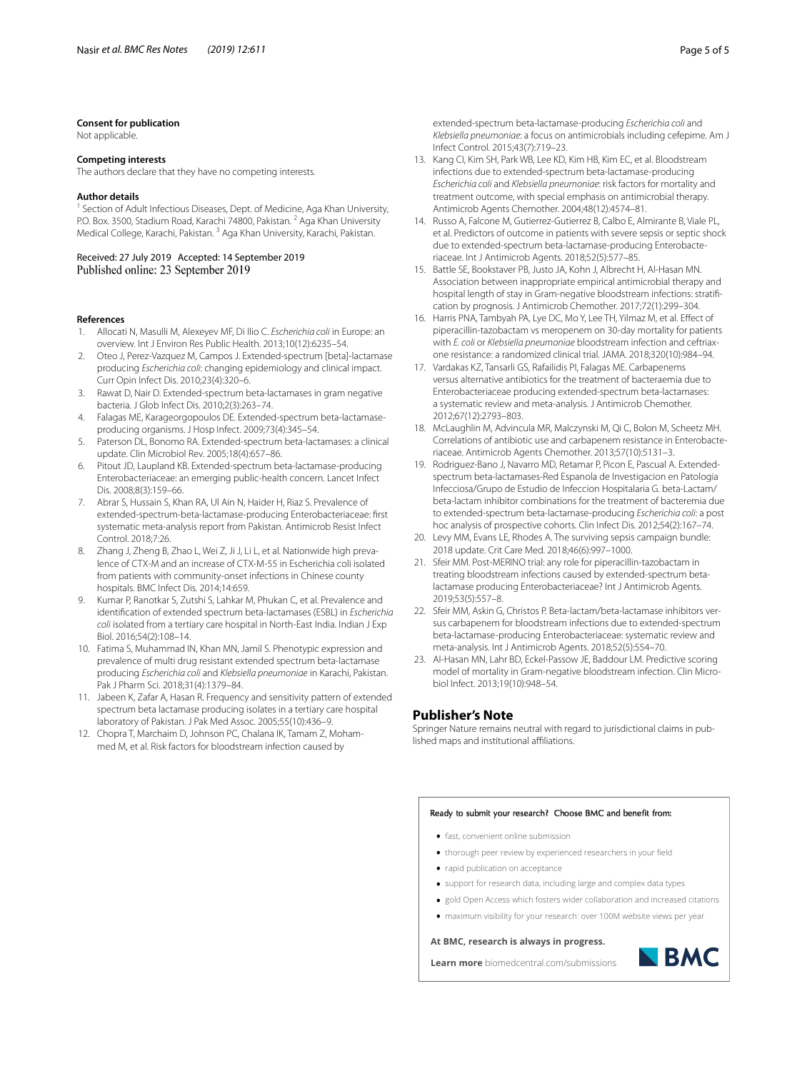#### Consent for publication

Not applicable.

#### Competing interests

The authors declare that they have no competing interests.

#### Author details

[1] Section of Adult Infectious Diseases, Dept. of Medicine, Aga Khan University, P.O. Box. 3500, Stadium Road, Karachi 74800, Pakistan. [2] Aga Khan University Medical College, Karachi, Pakistan. [3] Aga Khan University, Karachi, Pakistan.

Received: 27 July 2019 Accepted: 14 September 2019
Published online: 23 September 2019

#### References

1. Allocati N, Masulli M, Alexeyev MF, Di Ilio C. *Escherichia coli* in Europe: an overview. Int J Environ Res Public Health. 2013;10(12):6235–54.
2. Oteo J, Perez-Vazquez M, Campos J. Extended-spectrum [beta]-lactamase producing *Escherichia coli*: changing epidemiology and clinical impact. Curr Opin Infect Dis. 2010;23(4):320–6.
3. Rawat D, Nair D. Extended-spectrum beta-lactamases in gram negative bacteria. J Glob Infect Dis. 2010;2(3):263–74.
4. Falagas ME, Karageorgopoulos DE. Extended-spectrum beta-lactamase-producing organisms. J Hosp Infect. 2009;73(4):345–54.
5. Paterson DL, Bonomo RA. Extended-spectrum beta-lactamases: a clinical update. Clin Microbiol Rev. 2005;18(4):657–86.
6. Pitout JD, Laupland KB. Extended-spectrum beta-lactamase-producing Enterobacteriaceae: an emerging public-health concern. Lancet Infect Dis. 2008;8(3):159–66.
7. Abrar S, Hussain S, Khan RA, Ul Ain N, Haider H, Riaz S. Prevalence of extended-spectrum-beta-lactamase-producing Enterobacteriaceae: first systematic meta-analysis report from Pakistan. Antimicrob Resist Infect Control. 2018;7:26.
8. Zhang J, Zheng B, Zhao L, Wei Z, Ji J, Li L, et al. Nationwide high prevalence of CTX-M and an increase of CTX-M-55 in Escherichia coli isolated from patients with community-onset infections in Chinese county hospitals. BMC Infect Dis. 2014;14:659.
9. Kumar P, Ranotkar S, Zutshi S, Lahkar M, Phukan C, et al. Prevalence and identification of extended spectrum beta-lactamases (ESBL) in *Escherichia coli* isolated from a tertiary care hospital in North-East India. Indian J Exp Biol. 2016;54(2):108–14.
10. Fatima S, Muhammad IN, Khan MN, Jamil S. Phenotypic expression and prevalence of multi drug resistant extended spectrum beta-lactamase producing *Escherichia coli* and *Klebsiella pneumoniae* in Karachi, Pakistan. Pak J Pharm Sci. 2018;31(4):1379–84.
11. Jabeen K, Zafar A, Hasan R. Frequency and sensitivity pattern of extended spectrum beta lactamase producing isolates in a tertiary care hospital laboratory of Pakistan. J Pak Med Assoc. 2005;55(10):436–9.
12. Chopra T, Marchaim D, Johnson PC, Chalana IK, Tamam Z, Mohammed M, et al. Risk factors for bloodstream infection caused by extended-spectrum beta-lactamase-producing *Escherichia coli* and *Klebsiella pneumoniae*: a focus on antimicrobials including cefepime. Am J Infect Control. 2015;43(7):719–23.
13. Kang CI, Kim SH, Park WB, Lee KD, Kim HB, Kim EC, et al. Bloodstream infections due to extended-spectrum beta-lactamase-producing *Escherichia coli* and *Klebsiella pneumoniae*: risk factors for mortality and treatment outcome, with special emphasis on antimicrobial therapy. Antimicrob Agents Chemother. 2004;48(12):4574–81.
14. Russo A, Falcone M, Gutierrez-Gutierrez B, Calbo E, Almirante B, Viale PL, et al. Predictors of outcome in patients with severe sepsis or septic shock due to extended-spectrum beta-lactamase-producing Enterobacteriaceae. Int J Antimicrob Agents. 2018;52(5):577–85.
15. Battle SE, Bookstaver PB, Justo JA, Kohn J, Albrecht H, Al-Hasan MN. Association between inappropriate empirical antimicrobial therapy and hospital length of stay in Gram-negative bloodstream infections: stratification by prognosis. J Antimicrob Chemother. 2017;72(1):299–304.
16. Harris PNA, Tambyah PA, Lye DC, Mo Y, Lee TH, Yilmaz M, et al. Effect of piperacillin-tazobactam vs meropenem on 30-day mortality for patients with *E. coli* or *Klebsiella pneumoniae* bloodstream infection and ceftriaxone resistance: a randomized clinical trial. JAMA. 2018;320(10):984–94.
17. Vardakas KZ, Tansarli GS, Rafailidis PI, Falagas ME. Carbapenems versus alternative antibiotics for the treatment of bacteraemia due to Enterobacteriaceae producing extended-spectrum beta-lactamases: a systematic review and meta-analysis. J Antimicrob Chemother. 2012;67(12):2793–803.
18. McLaughlin M, Advincula MR, Malczynski M, Qi C, Bolon M, Scheetz MH. Correlations of antibiotic use and carbapenem resistance in Enterobacteriaceae. Antimicrob Agents Chemother. 2013;57(10):5131–3.
19. Rodriguez-Bano J, Navarro MD, Retamar P, Picon E, Pascual A. Extended-spectrum beta-lactamases-Red Espanola de Investigacion en Patologia Infecciosa/Grupo de Estudio de Infeccion Hospitalaria G. beta-Lactam/beta-lactam inhibitor combinations for the treatment of bacteremia due to extended-spectrum beta-lactamase-producing *Escherichia coli*: a post hoc analysis of prospective cohorts. Clin Infect Dis. 2012;54(2):167–74.
20. Levy MM, Evans LE, Rhodes A. The surviving sepsis campaign bundle: 2018 update. Crit Care Med. 2018;46(6):997–1000.
21. Sfeir MM. Post-MERINO trial: any role for piperacillin-tazobactam in treating bloodstream infections caused by extended-spectrum beta-lactamase producing Enterobacteriaceae? Int J Antimicrob Agents. 2019;53(5):557–8.
22. Sfeir MM, Askin G, Christos P. Beta-lactam/beta-lactamase inhibitors versus carbapenem for bloodstream infections due to extended-spectrum beta-lactamase-producing Enterobacteriaceae: systematic review and meta-analysis. Int J Antimicrob Agents. 2018;52(5):554–70.
23. Al-Hasan MN, Lahr BD, Eckel-Passow JE, Baddour LM. Predictive scoring model of mortality in Gram-negative bloodstream infection. Clin Microbiol Infect. 2013;19(10):948–54.

## Publisher's Note

Springer Nature remains neutral with regard to jurisdictional claims in published maps and institutional affiliations.

Ready to submit your research? Choose BMC and benefit from:

- fast, convenient online submission
- thorough peer review by experienced researchers in your field
- rapid publication on acceptance
- support for research data, including large and complex data types
- gold Open Access which fosters wider collaboration and increased citations
- maximum visibility for your research: over 100M website views per year

**At BMC, research is always in progress.**

**Learn more** biomedcentral.com/submissions

BMC